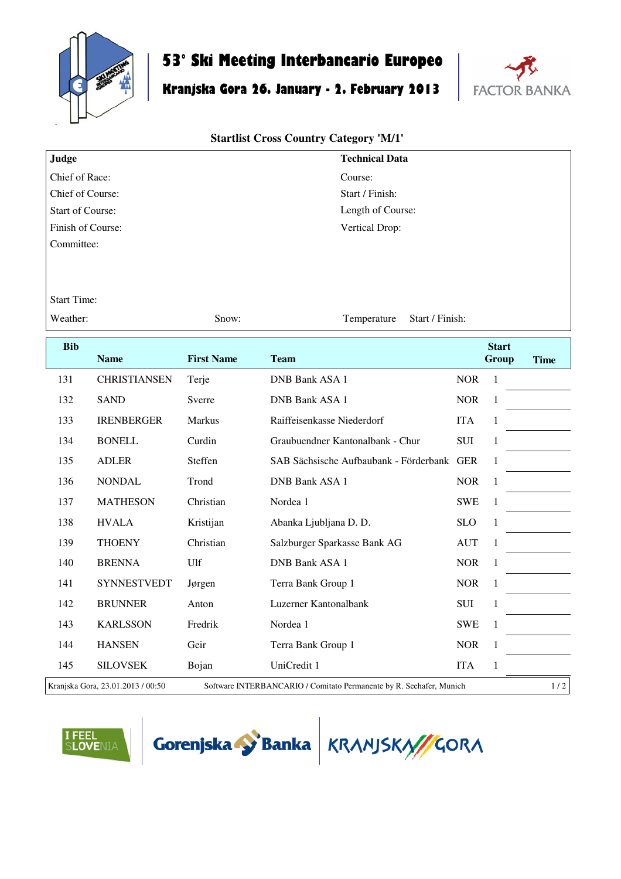# 53° Ski Meeting Interbancario Europeo

## Kranjska Gora 26. January - 2. February 2013

FACTOR BANKA

### Startlist Cross Country Category 'M/1'

| **Judge** | **Technical Data** |
|---|---|
| Chief of Race: | Course: |
| Chief of Course: | Start / Finish: |
| Start of Course: | Length of Course: |
| Finish of Course: | Vertical Drop: |
| Committee: | |
| Start Time: | |
| Weather: Snow: | Temperature Start / Finish: |

| Bib | Name | First Name | Team | | Start Group | Time |
|---|---|---|---|---|---|---|
| 131 | CHRISTIANSEN | Terje | DNB Bank ASA 1 | NOR | 1 | |
| 132 | SAND | Sverre | DNB Bank ASA 1 | NOR | 1 | |
| 133 | IRENBERGER | Markus | Raiffeisenkasse Niederdorf | ITA | 1 | |
| 134 | BONELL | Curdin | Graubuendner Kantonalbank - Chur | SUI | 1 | |
| 135 | ADLER | Steffen | SAB Sächsische Aufbaubank - Förderbank | GER | 1 | |
| 136 | NONDAL | Trond | DNB Bank ASA 1 | NOR | 1 | |
| 137 | MATHESON | Christian | Nordea 1 | SWE | 1 | |
| 138 | HVALA | Kristijan | Abanka Ljubljana D. D. | SLO | 1 | |
| 139 | THOENY | Christian | Salzburger Sparkasse Bank AG | AUT | 1 | |
| 140 | BRENNA | Ulf | DNB Bank ASA 1 | NOR | 1 | |
| 141 | SYNNESTVEDT | Jørgen | Terra Bank Group 1 | NOR | 1 | |
| 142 | BRUNNER | Anton | Luzerner Kantonalbank | SUI | 1 | |
| 143 | KARLSSON | Fredrik | Nordea 1 | SWE | 1 | |
| 144 | HANSEN | Geir | Terra Bank Group 1 | NOR | 1 | |
| 145 | SILOVSEK | Bojan | UniCredit 1 | ITA | 1 | |

Kranjska Gora, 23.01.2013 / 00:50 Software INTERBANCARIO / Comitato Permanente by R. Seehafer, Munich

I FEEL SLOVENIA Gorenjska Banka KRANJSKA GORA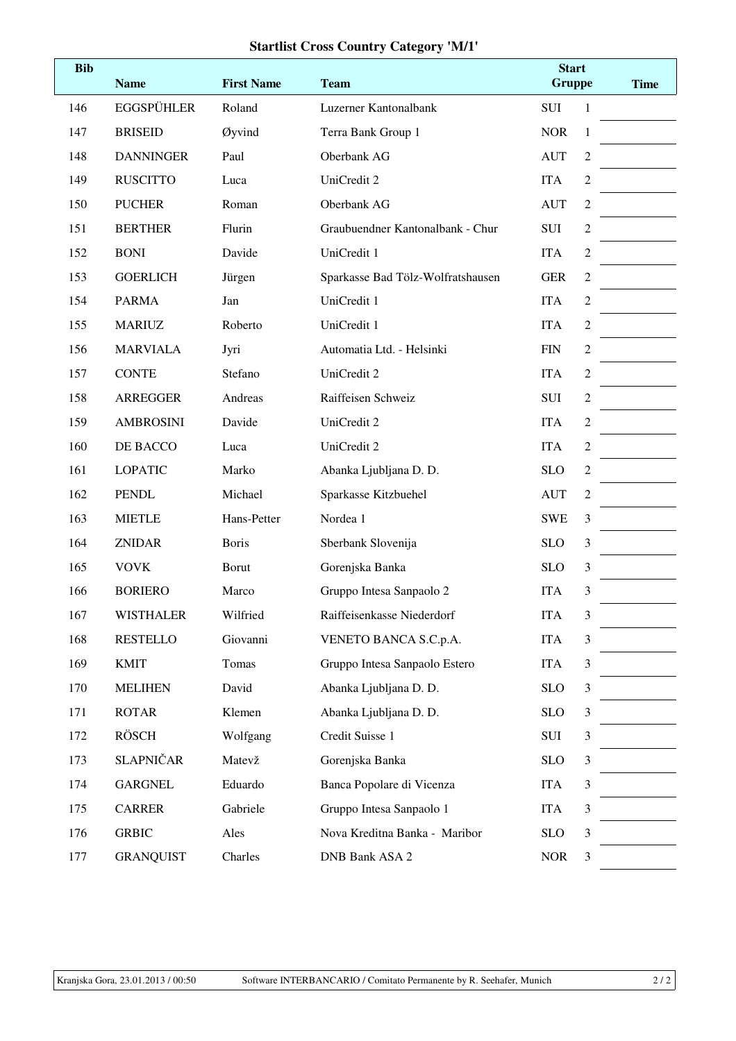**Startlist Cross Country Category 'M/1'**

| Bib | Name | First Name | Team | | Start Gruppe | Time |
|---|---|---|---|---|---|---|
| 146 | EGGSPÜHLER | Roland | Luzerner Kantonalbank | SUI | 1 | |
| 147 | BRISEID | Øyvind | Terra Bank Group 1 | NOR | 1 | |
| 148 | DANNINGER | Paul | Oberbank AG | AUT | 2 | |
| 149 | RUSCITTO | Luca | UniCredit 2 | ITA | 2 | |
| 150 | PUCHER | Roman | Oberbank AG | AUT | 2 | |
| 151 | BERTHER | Flurin | Graubuendner Kantonalbank - Chur | SUI | 2 | |
| 152 | BONI | Davide | UniCredit 1 | ITA | 2 | |
| 153 | GOERLICH | Jürgen | Sparkasse Bad Tölz-Wolfratshausen | GER | 2 | |
| 154 | PARMA | Jan | UniCredit 1 | ITA | 2 | |
| 155 | MARIUZ | Roberto | UniCredit 1 | ITA | 2 | |
| 156 | MARVIALA | Jyri | Automatia Ltd. - Helsinki | FIN | 2 | |
| 157 | CONTE | Stefano | UniCredit 2 | ITA | 2 | |
| 158 | ARREGGER | Andreas | Raiffeisen Schweiz | SUI | 2 | |
| 159 | AMBROSINI | Davide | UniCredit 2 | ITA | 2 | |
| 160 | DE BACCO | Luca | UniCredit 2 | ITA | 2 | |
| 161 | LOPATIC | Marko | Abanka Ljubljana D. D. | SLO | 2 | |
| 162 | PENDL | Michael | Sparkasse Kitzbuehel | AUT | 2 | |
| 163 | MIETLE | Hans-Petter | Nordea 1 | SWE | 3 | |
| 164 | ZNIDAR | Boris | Sberbank Slovenija | SLO | 3 | |
| 165 | VOVK | Borut | Gorenjska Banka | SLO | 3 | |
| 166 | BORIERO | Marco | Gruppo Intesa Sanpaolo 2 | ITA | 3 | |
| 167 | WISTHALER | Wilfried | Raiffeisenkasse Niederdorf | ITA | 3 | |
| 168 | RESTELLO | Giovanni | VENETO BANCA S.C.p.A. | ITA | 3 | |
| 169 | KMIT | Tomas | Gruppo Intesa Sanpaolo Estero | ITA | 3 | |
| 170 | MELIHEN | David | Abanka Ljubljana D. D. | SLO | 3 | |
| 171 | ROTAR | Klemen | Abanka Ljubljana D. D. | SLO | 3 | |
| 172 | RÖSCH | Wolfgang | Credit Suisse 1 | SUI | 3 | |
| 173 | SLAPNIČAR | Matevž | Gorenjska Banka | SLO | 3 | |
| 174 | GARGNEL | Eduardo | Banca Popolare di Vicenza | ITA | 3 | |
| 175 | CARRER | Gabriele | Gruppo Intesa Sanpaolo 1 | ITA | 3 | |
| 176 | GRBIC | Ales | Nova Kreditna Banka - Maribor | SLO | 3 | |
| 177 | GRANQUIST | Charles | DNB Bank ASA 2 | NOR | 3 | |

Kranjska Gora, 23.01.2013 / 00:50 Software INTERBANCARIO / Comitato Permanente by R. Seehafer, Munich